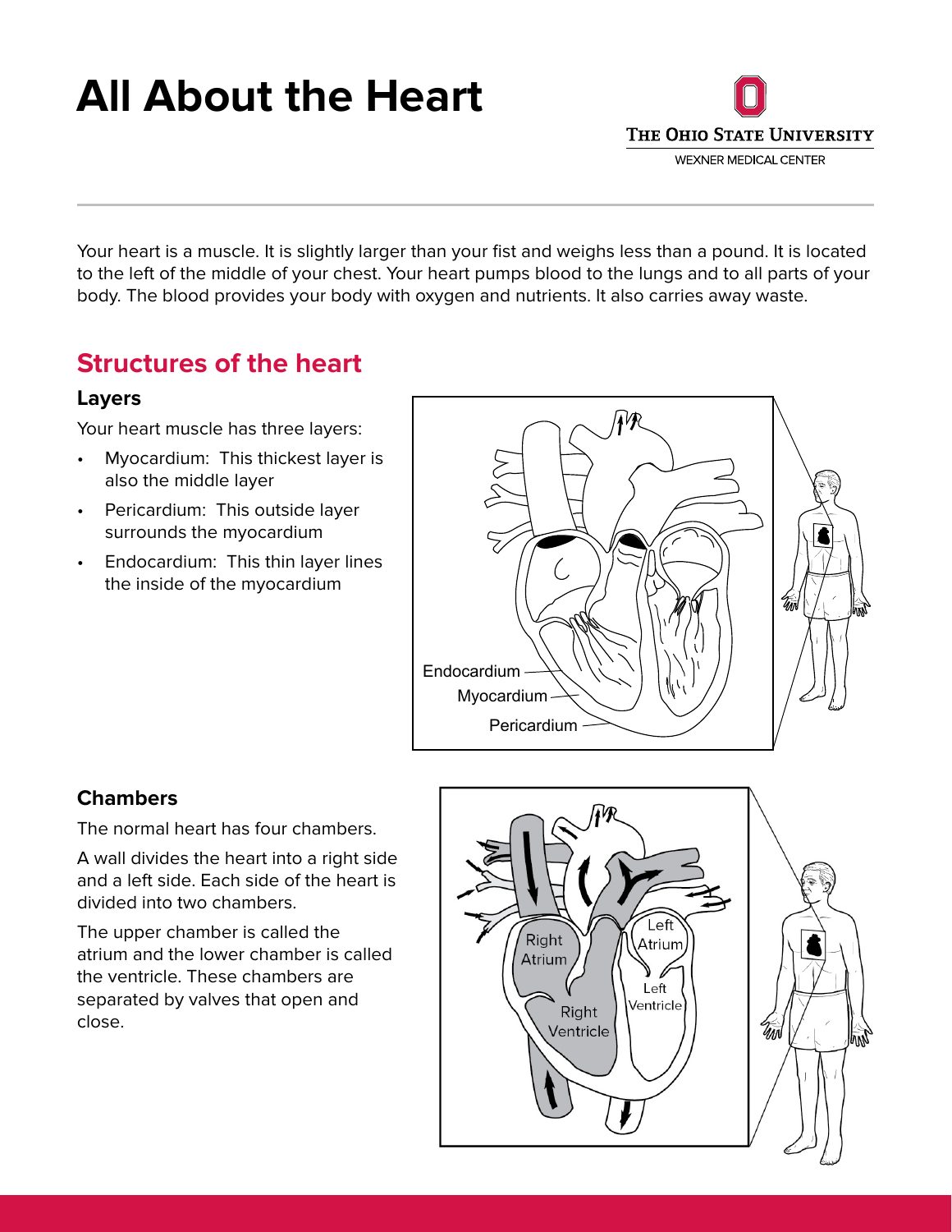# All About the Heart

Your heart is a muscle. It is slightly larger than your fist and weighs less than a pound. It is located to the left of the middle of your chest. Your heart pumps blood to the lungs and to all parts of your body. The blood provides your body with oxygen and nutrients. It also carries away waste.

## Structures of the heart

### Layers

Your heart muscle has three layers:

- Myocardium: This thickest layer is also the middle layer
- Pericardium: This outside layer surrounds the myocardium
- Endocardium: This thin layer lines the inside of the myocardium

### Chambers

The normal heart has four chambers.

A wall divides the heart into a right side and a left side. Each side of the heart is divided into two chambers.

The upper chamber is called the atrium and the lower chamber is called the ventricle. These chambers are separated by valves that open and close.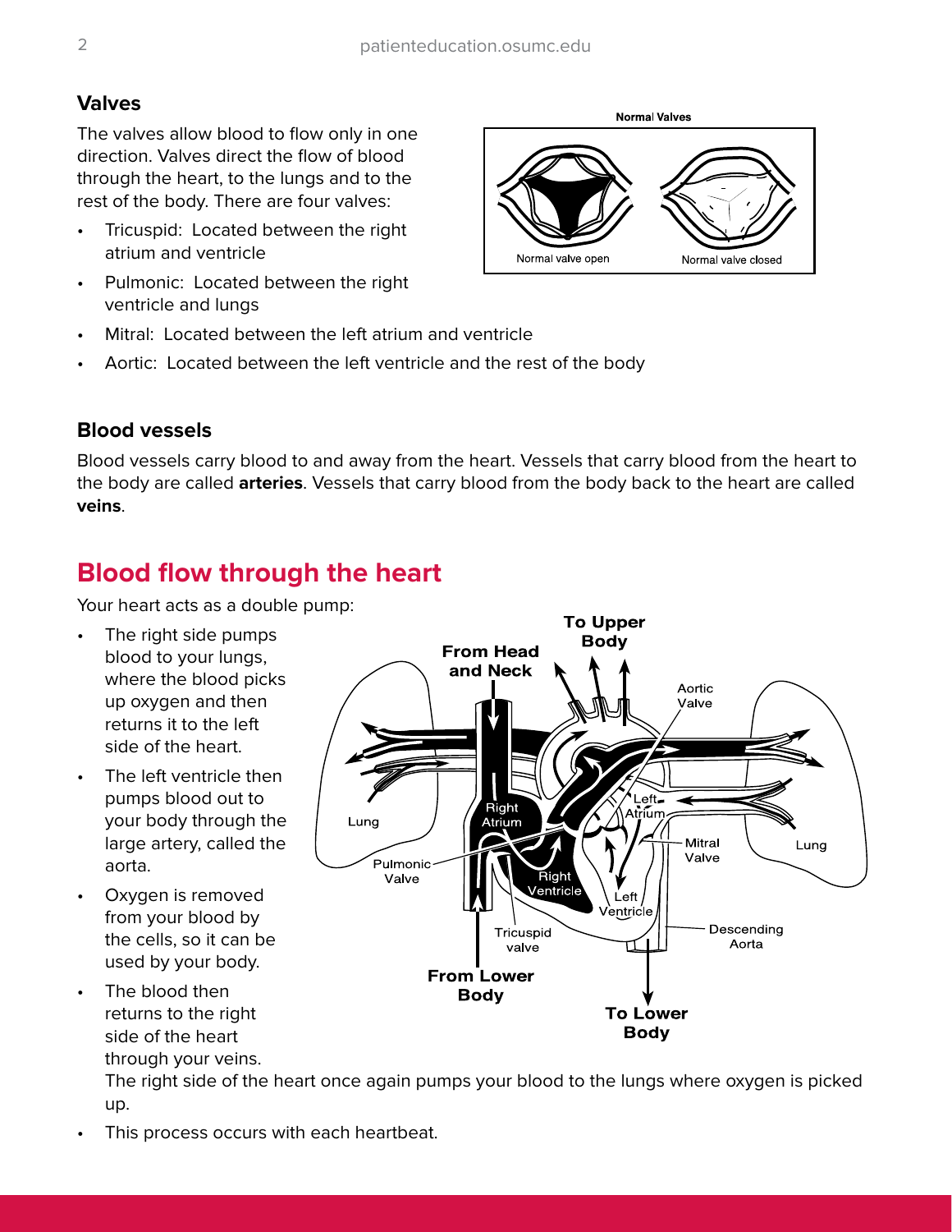### Valves

The valves allow blood to flow only in one direction. Valves direct the flow of blood through the heart, to the lungs and to the rest of the body. There are four valves:

- Tricuspid: Located between the right atrium and ventricle
- Pulmonic: Located between the right ventricle and lungs
- Mitral: Located between the left atrium and ventricle
- Aortic: Located between the left ventricle and the rest of the body

### Blood vessels

Blood vessels carry blood to and away from the heart. Vessels that carry blood from the heart to the body are called **arteries**. Vessels that carry blood from the body back to the heart are called **veins**.

## Blood flow through the heart

Your heart acts as a double pump:

- The right side pumps blood to your lungs, where the blood picks up oxygen and then returns it to the left side of the heart.
- The left ventricle then pumps blood out to your body through the large artery, called the aorta.
- Oxygen is removed from your blood by the cells, so it can be used by your body.
- The blood then returns to the right side of the heart through your veins. The right side of the heart once again pumps your blood to the lungs where oxygen is picked up.
- This process occurs with each heartbeat.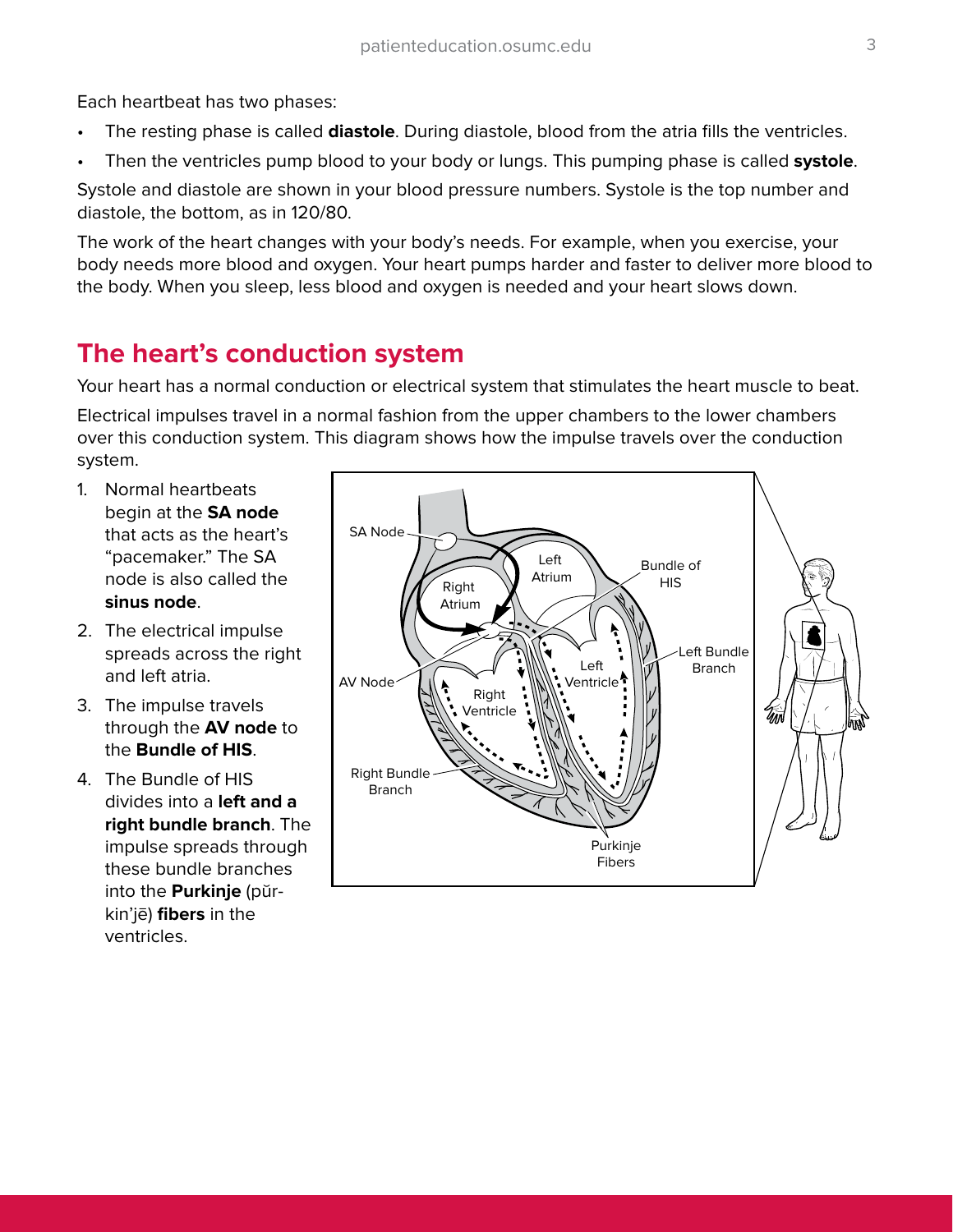Each heartbeat has two phases:

- The resting phase is called **diastole**. During diastole, blood from the atria fills the ventricles.
- Then the ventricles pump blood to your body or lungs. This pumping phase is called **systole**.

Systole and diastole are shown in your blood pressure numbers. Systole is the top number and diastole, the bottom, as in 120/80.

The work of the heart changes with your body's needs. For example, when you exercise, your body needs more blood and oxygen. Your heart pumps harder and faster to deliver more blood to the body. When you sleep, less blood and oxygen is needed and your heart slows down.

## The heart's conduction system

Your heart has a normal conduction or electrical system that stimulates the heart muscle to beat.

Electrical impulses travel in a normal fashion from the upper chambers to the lower chambers over this conduction system. This diagram shows how the impulse travels over the conduction system.

1. Normal heartbeats begin at the **SA node** that acts as the heart's "pacemaker." The SA node is also called the **sinus node**.
2. The electrical impulse spreads across the right and left atria.
3. The impulse travels through the **AV node** to the **Bundle of HIS**.
4. The Bundle of HIS divides into a **left and a right bundle branch**. The impulse spreads through these bundle branches into the **Purkinje** (pŭr-kin'jē) **fibers** in the ventricles.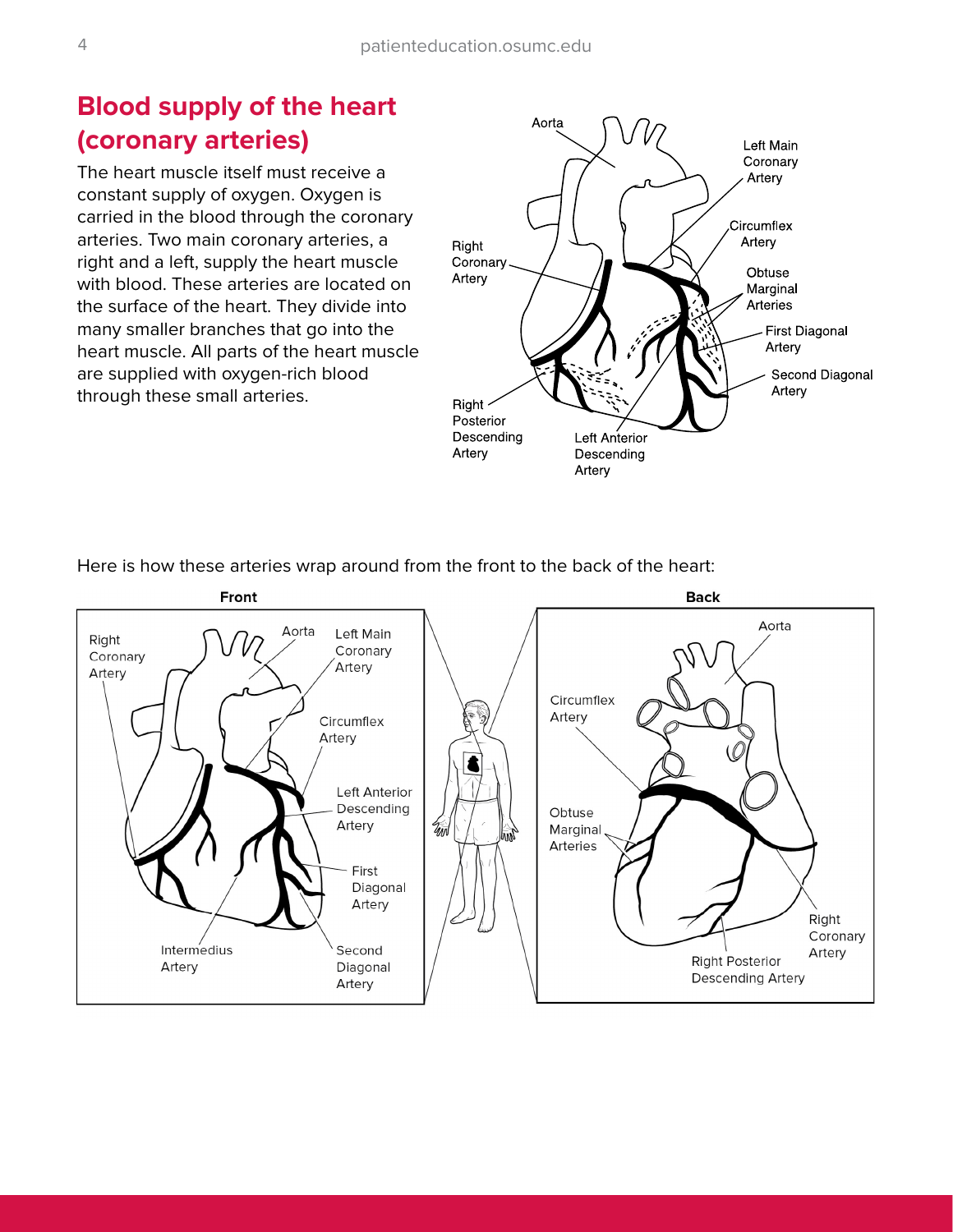## Blood supply of the heart (coronary arteries)

The heart muscle itself must receive a constant supply of oxygen. Oxygen is carried in the blood through the coronary arteries. Two main coronary arteries, a right and a left, supply the heart muscle with blood. These arteries are located on the surface of the heart. They divide into many smaller branches that go into the heart muscle. All parts of the heart muscle are supplied with oxygen-rich blood through these small arteries.

Here is how these arteries wrap around from the front to the back of the heart: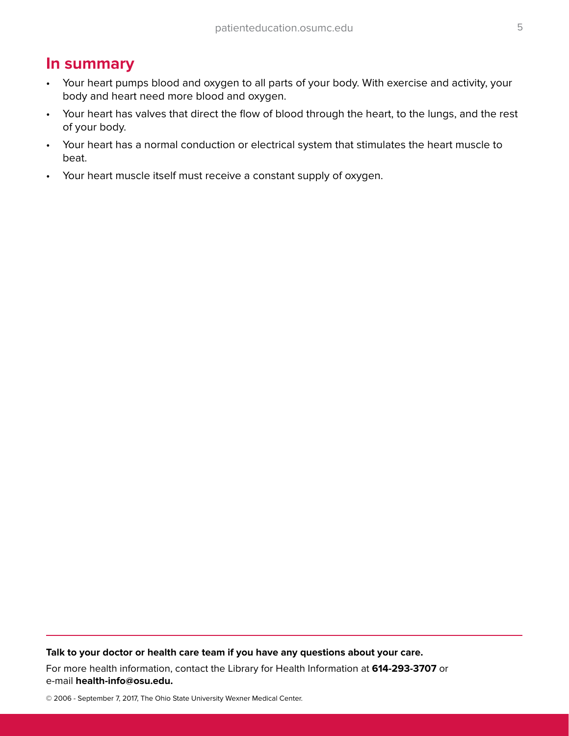## In summary

- Your heart pumps blood and oxygen to all parts of your body. With exercise and activity, your body and heart need more blood and oxygen.
- Your heart has valves that direct the flow of blood through the heart, to the lungs, and the rest of your body.
- Your heart has a normal conduction or electrical system that stimulates the heart muscle to beat.
- Your heart muscle itself must receive a constant supply of oxygen.

---

**Talk to your doctor or health care team if you have any questions about your care.**

For more health information, contact the Library for Health Information at **614-293-3707** or e-mail **health-info@osu.edu.**

© 2006 - September 7, 2017, The Ohio State University Wexner Medical Center.